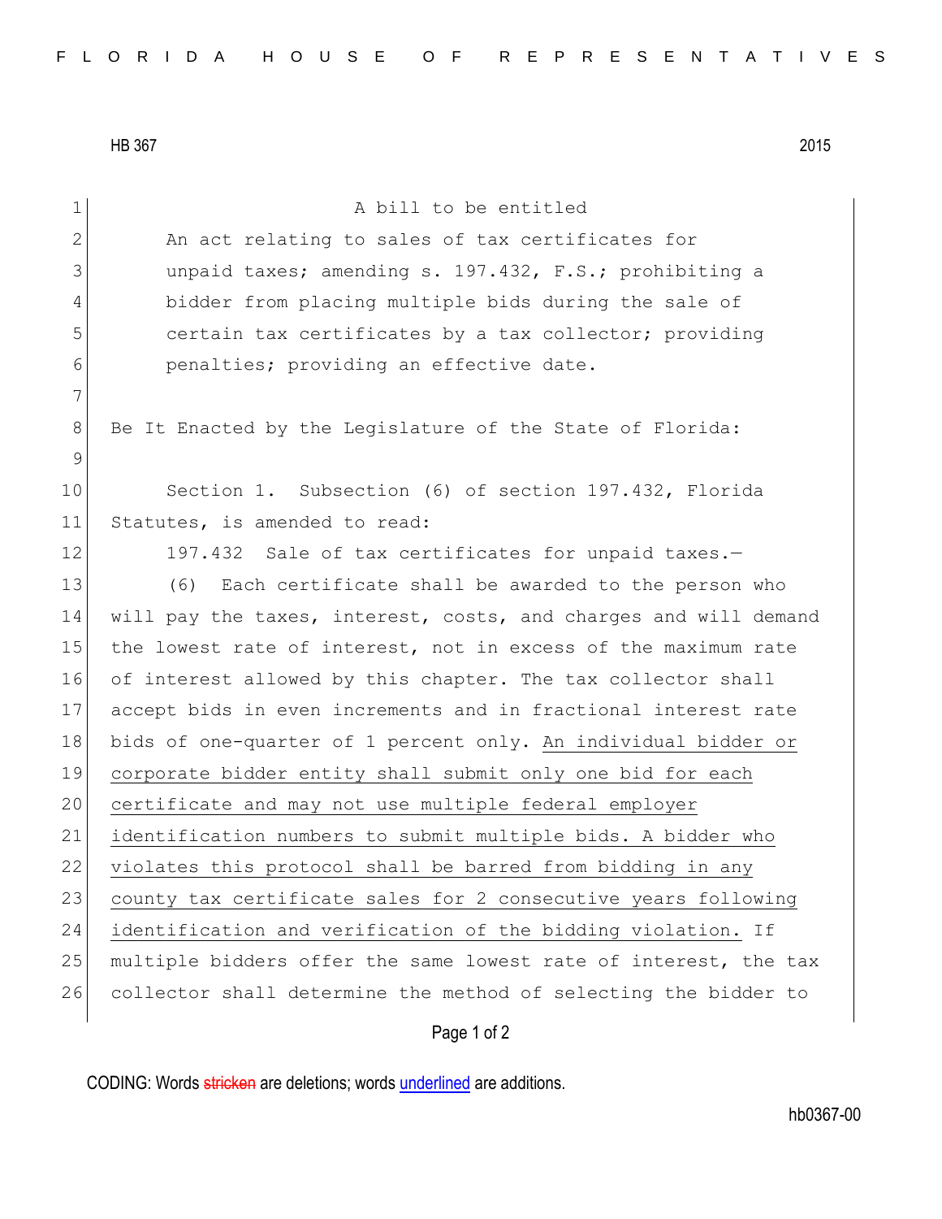HB 367 2015

A bill to be entitled

An act relating to sales of tax certificates for unpaid taxes; amending s. 197.432, F.S.; prohibiting a bidder from placing multiple bids during the sale of certain tax certificates by a tax collector; providing penalties; providing an effective date.

Be It Enacted by the Legislature of the State of Florida:

Section 1. Subsection (6) of section 197.432, Florida Statutes, is amended to read:

197.432 Sale of tax certificates for unpaid taxes.—

(6) Each certificate shall be awarded to the person who will pay the taxes, interest, costs, and charges and will demand the lowest rate of interest, not in excess of the maximum rate of interest allowed by this chapter. The tax collector shall accept bids in even increments and in fractional interest rate bids of one-quarter of 1 percent only. <u>An individual bidder or corporate bidder entity shall submit only one bid for each certificate and may not use multiple federal employer identification numbers to submit multiple bids. A bidder who violates this protocol shall be barred from bidding in any county tax certificate sales for 2 consecutive years following identification and verification of the bidding violation.</u> If multiple bidders offer the same lowest rate of interest, the tax collector shall determine the method of selecting the bidder to

CODING: Words ~~stricken~~ are deletions; words <u>underlined</u> are additions.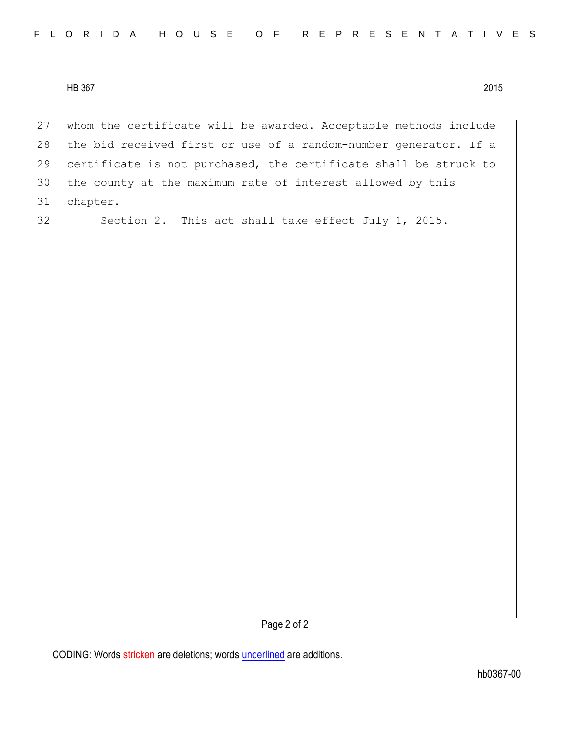whom the certificate will be awarded. Acceptable methods include the bid received first or use of a random-number generator. If a certificate is not purchased, the certificate shall be struck to the county at the maximum rate of interest allowed by this chapter.

Section 2. This act shall take effect July 1, 2015.